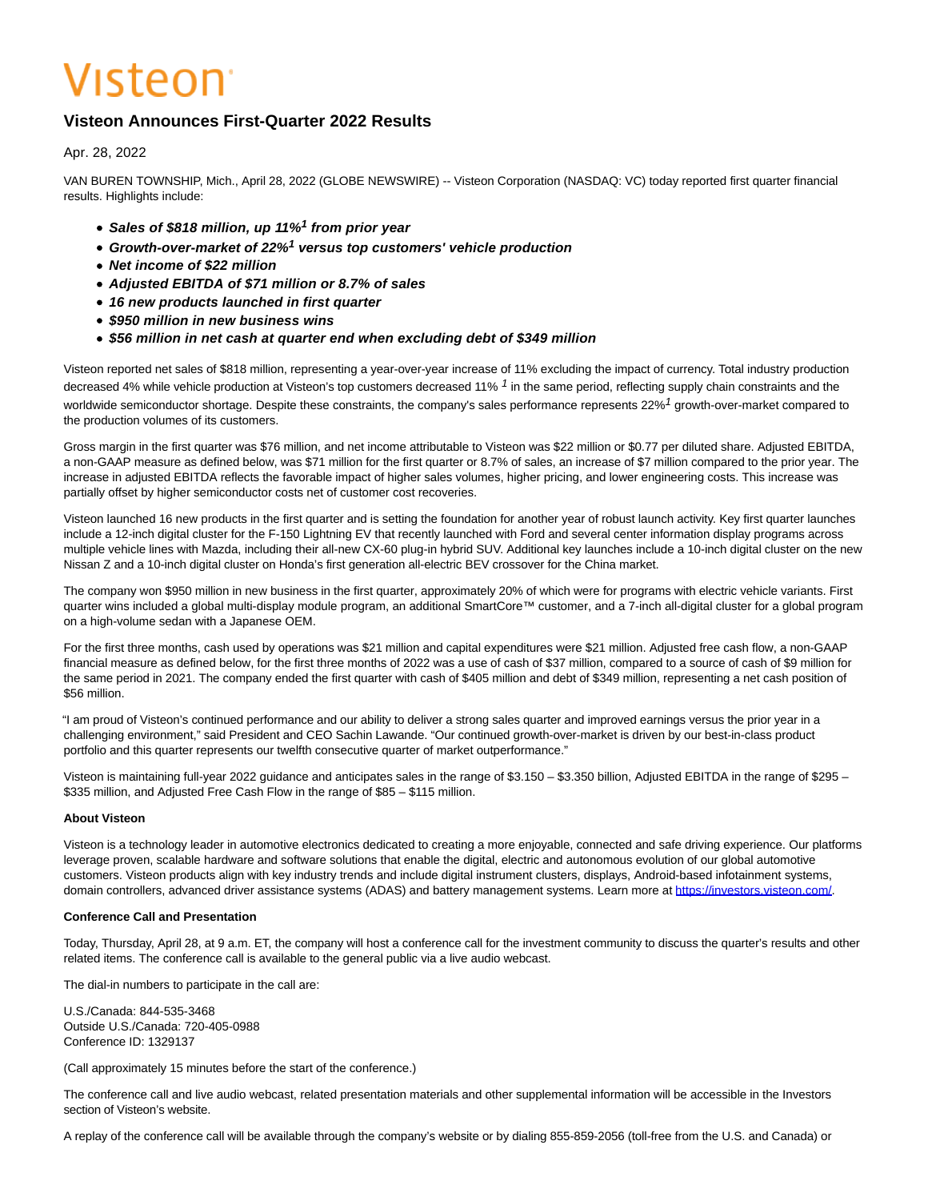# Visteon

## Visteon Announces First-Quarter 2022 Results

Apr. 28, 2022

VAN BUREN TOWNSHIP, Mich., April 28, 2022 (GLOBE NEWSWIRE) -- Visteon Corporation (NASDAQ: VC) today reported first quarter financial results. Highlights include:

- ***Sales of $818 million, up 11%[1] from prior year***
- ***Growth-over-market of 22%[1] versus top customers' vehicle production***
- ***Net income of $22 million***
- ***Adjusted EBITDA of $71 million or 8.7% of sales***
- ***16 new products launched in first quarter***
- ***$950 million in new business wins***
- ***$56 million in net cash at quarter end when excluding debt of $349 million***

Visteon reported net sales of $818 million, representing a year-over-year increase of 11% excluding the impact of currency. Total industry production decreased 4% while vehicle production at Visteon's top customers decreased 11% [1] in the same period, reflecting supply chain constraints and the worldwide semiconductor shortage. Despite these constraints, the company's sales performance represents 22%[1] growth-over-market compared to the production volumes of its customers.

Gross margin in the first quarter was $76 million, and net income attributable to Visteon was $22 million or $0.77 per diluted share. Adjusted EBITDA, a non-GAAP measure as defined below, was $71 million for the first quarter or 8.7% of sales, an increase of $7 million compared to the prior year. The increase in adjusted EBITDA reflects the favorable impact of higher sales volumes, higher pricing, and lower engineering costs. This increase was partially offset by higher semiconductor costs net of customer cost recoveries.

Visteon launched 16 new products in the first quarter and is setting the foundation for another year of robust launch activity. Key first quarter launches include a 12-inch digital cluster for the F-150 Lightning EV that recently launched with Ford and several center information display programs across multiple vehicle lines with Mazda, including their all-new CX-60 plug-in hybrid SUV. Additional key launches include a 10-inch digital cluster on the new Nissan Z and a 10-inch digital cluster on Honda's first generation all-electric BEV crossover for the China market.

The company won $950 million in new business in the first quarter, approximately 20% of which were for programs with electric vehicle variants. First quarter wins included a global multi-display module program, an additional SmartCore™ customer, and a 7-inch all-digital cluster for a global program on a high-volume sedan with a Japanese OEM.

For the first three months, cash used by operations was $21 million and capital expenditures were $21 million. Adjusted free cash flow, a non-GAAP financial measure as defined below, for the first three months of 2022 was a use of cash of $37 million, compared to a source of cash of $9 million for the same period in 2021. The company ended the first quarter with cash of $405 million and debt of $349 million, representing a net cash position of $56 million.

"I am proud of Visteon's continued performance and our ability to deliver a strong sales quarter and improved earnings versus the prior year in a challenging environment," said President and CEO Sachin Lawande. "Our continued growth-over-market is driven by our best-in-class product portfolio and this quarter represents our twelfth consecutive quarter of market outperformance."

Visteon is maintaining full-year 2022 guidance and anticipates sales in the range of $3.150 – $3.350 billion, Adjusted EBITDA in the range of $295 – $335 million, and Adjusted Free Cash Flow in the range of $85 – $115 million.

**About Visteon**

Visteon is a technology leader in automotive electronics dedicated to creating a more enjoyable, connected and safe driving experience. Our platforms leverage proven, scalable hardware and software solutions that enable the digital, electric and autonomous evolution of our global automotive customers. Visteon products align with key industry trends and include digital instrument clusters, displays, Android-based infotainment systems, domain controllers, advanced driver assistance systems (ADAS) and battery management systems. Learn more at https://investors.visteon.com/.

**Conference Call and Presentation**

Today, Thursday, April 28, at 9 a.m. ET, the company will host a conference call for the investment community to discuss the quarter's results and other related items. The conference call is available to the general public via a live audio webcast.

The dial-in numbers to participate in the call are:

U.S./Canada: 844-535-3468
Outside U.S./Canada: 720-405-0988
Conference ID: 1329137

(Call approximately 15 minutes before the start of the conference.)

The conference call and live audio webcast, related presentation materials and other supplemental information will be accessible in the Investors section of Visteon's website.

A replay of the conference call will be available through the company's website or by dialing 855-859-2056 (toll-free from the U.S. and Canada) or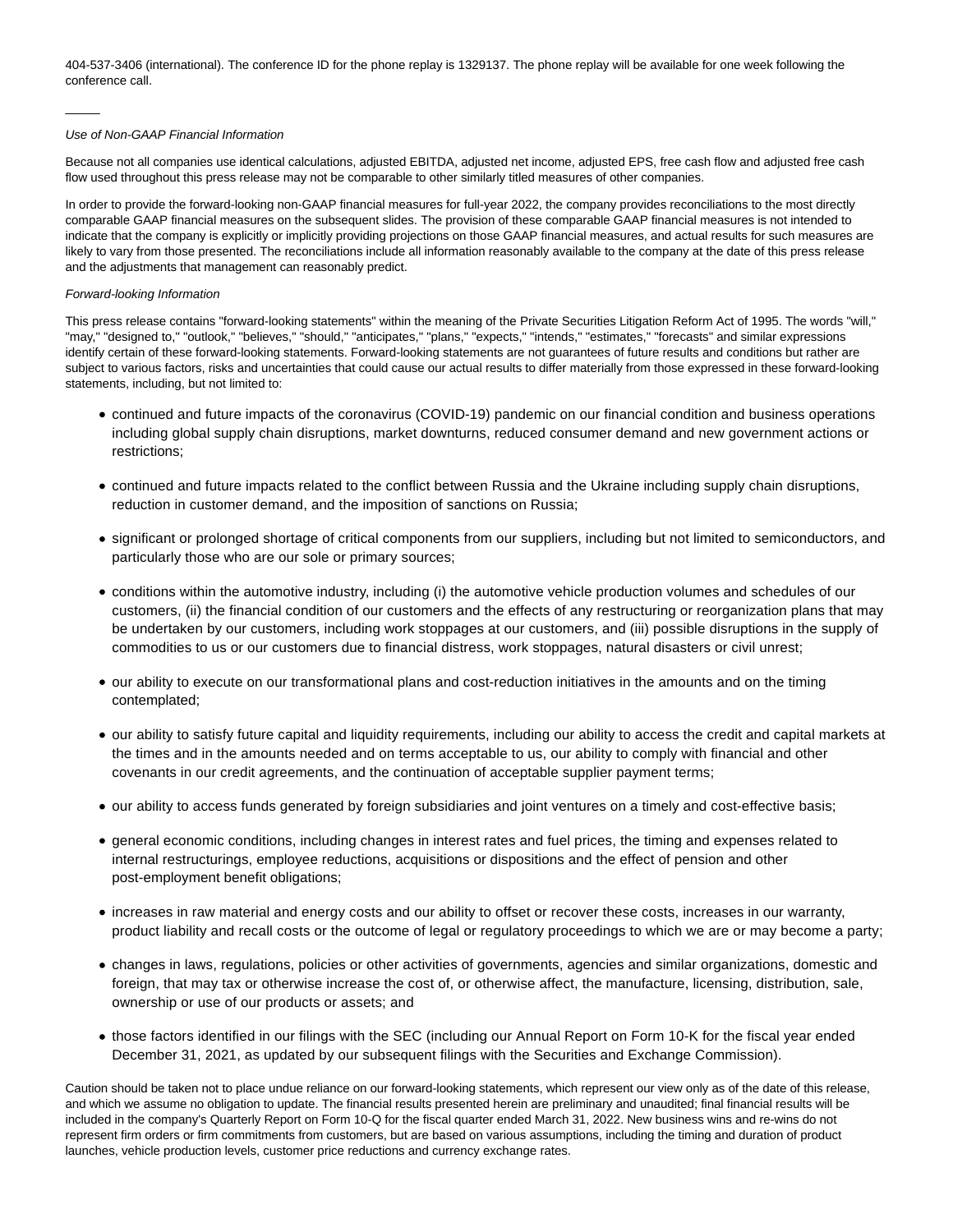404-537-3406 (international). The conference ID for the phone replay is 1329137. The phone replay will be available for one week following the conference call.

_____

*Use of Non-GAAP Financial Information*

Because not all companies use identical calculations, adjusted EBITDA, adjusted net income, adjusted EPS, free cash flow and adjusted free cash flow used throughout this press release may not be comparable to other similarly titled measures of other companies.

In order to provide the forward-looking non-GAAP financial measures for full-year 2022, the company provides reconciliations to the most directly comparable GAAP financial measures on the subsequent slides. The provision of these comparable GAAP financial measures is not intended to indicate that the company is explicitly or implicitly providing projections on those GAAP financial measures, and actual results for such measures are likely to vary from those presented. The reconciliations include all information reasonably available to the company at the date of this press release and the adjustments that management can reasonably predict.

*Forward-looking Information*

This press release contains "forward-looking statements" within the meaning of the Private Securities Litigation Reform Act of 1995. The words "will," "may," "designed to," "outlook," "believes," "should," "anticipates," "plans," "expects," "intends," "estimates," "forecasts" and similar expressions identify certain of these forward-looking statements. Forward-looking statements are not guarantees of future results and conditions but rather are subject to various factors, risks and uncertainties that could cause our actual results to differ materially from those expressed in these forward-looking statements, including, but not limited to:

- continued and future impacts of the coronavirus (COVID-19) pandemic on our financial condition and business operations including global supply chain disruptions, market downturns, reduced consumer demand and new government actions or restrictions;
- continued and future impacts related to the conflict between Russia and the Ukraine including supply chain disruptions, reduction in customer demand, and the imposition of sanctions on Russia;
- significant or prolonged shortage of critical components from our suppliers, including but not limited to semiconductors, and particularly those who are our sole or primary sources;
- conditions within the automotive industry, including (i) the automotive vehicle production volumes and schedules of our customers, (ii) the financial condition of our customers and the effects of any restructuring or reorganization plans that may be undertaken by our customers, including work stoppages at our customers, and (iii) possible disruptions in the supply of commodities to us or our customers due to financial distress, work stoppages, natural disasters or civil unrest;
- our ability to execute on our transformational plans and cost-reduction initiatives in the amounts and on the timing contemplated;
- our ability to satisfy future capital and liquidity requirements, including our ability to access the credit and capital markets at the times and in the amounts needed and on terms acceptable to us, our ability to comply with financial and other covenants in our credit agreements, and the continuation of acceptable supplier payment terms;
- our ability to access funds generated by foreign subsidiaries and joint ventures on a timely and cost-effective basis;
- general economic conditions, including changes in interest rates and fuel prices, the timing and expenses related to internal restructurings, employee reductions, acquisitions or dispositions and the effect of pension and other post-employment benefit obligations;
- increases in raw material and energy costs and our ability to offset or recover these costs, increases in our warranty, product liability and recall costs or the outcome of legal or regulatory proceedings to which we are or may become a party;
- changes in laws, regulations, policies or other activities of governments, agencies and similar organizations, domestic and foreign, that may tax or otherwise increase the cost of, or otherwise affect, the manufacture, licensing, distribution, sale, ownership or use of our products or assets; and
- those factors identified in our filings with the SEC (including our Annual Report on Form 10-K for the fiscal year ended December 31, 2021, as updated by our subsequent filings with the Securities and Exchange Commission).

Caution should be taken not to place undue reliance on our forward-looking statements, which represent our view only as of the date of this release, and which we assume no obligation to update. The financial results presented herein are preliminary and unaudited; final financial results will be included in the company's Quarterly Report on Form 10-Q for the fiscal quarter ended March 31, 2022. New business wins and re-wins do not represent firm orders or firm commitments from customers, but are based on various assumptions, including the timing and duration of product launches, vehicle production levels, customer price reductions and currency exchange rates.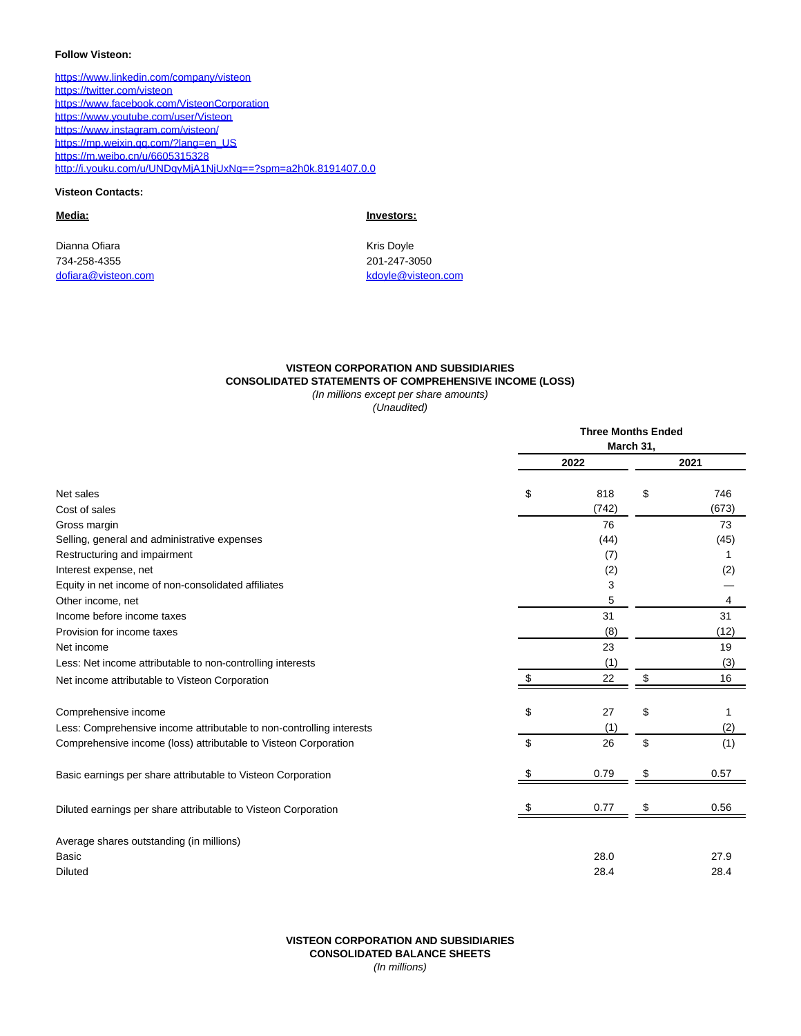**Follow Visteon:**

https://www.linkedin.com/company/visteon
https://twitter.com/visteon
https://www.facebook.com/VisteonCorporation
https://www.youtube.com/user/Visteon
https://www.instagram.com/visteon/
https://mp.weixin.qq.com/?lang=en_US
https://m.weibo.cn/u/6605315328
http://i.youku.com/u/UNDgyMjA1NjUxNg==?spm=a2h0k.8191407.0.0

**Visteon Contacts:**

**Media:**

Dianna Ofiara
734-258-4355
dofiara@visteon.com

**Investors:**

Kris Doyle
201-247-3050
kdoyle@visteon.com

**VISTEON CORPORATION AND SUBSIDIARIES**
**CONSOLIDATED STATEMENTS OF COMPREHENSIVE INCOME (LOSS)**
*(In millions except per share amounts)*
*(Unaudited)*

| | Three Months Ended March 31, | |
|---|---|---|
| | 2022 | 2021 |
| Net sales | $ 818 | $ 746 |
| Cost of sales | (742) | (673) |
| Gross margin | 76 | 73 |
| Selling, general and administrative expenses | (44) | (45) |
| Restructuring and impairment | (7) | 1 |
| Interest expense, net | (2) | (2) |
| Equity in net income of non-consolidated affiliates | 3 | — |
| Other income, net | 5 | 4 |
| Income before income taxes | 31 | 31 |
| Provision for income taxes | (8) | (12) |
| Net income | 23 | 19 |
| Less: Net income attributable to non-controlling interests | (1) | (3) |
| Net income attributable to Visteon Corporation | $ 22 | $ 16 |
| | | |
| Comprehensive income | $ 27 | $ 1 |
| Less: Comprehensive income attributable to non-controlling interests | (1) | (2) |
| Comprehensive income (loss) attributable to Visteon Corporation | $ 26 | $ (1) |
| | | |
| Basic earnings per share attributable to Visteon Corporation | $ 0.79 | $ 0.57 |
| | | |
| Diluted earnings per share attributable to Visteon Corporation | $ 0.77 | $ 0.56 |
| | | |
| Average shares outstanding (in millions) | | |
| Basic | 28.0 | 27.9 |
| Diluted | 28.4 | 28.4 |

**VISTEON CORPORATION AND SUBSIDIARIES**
**CONSOLIDATED BALANCE SHEETS**
*(In millions)*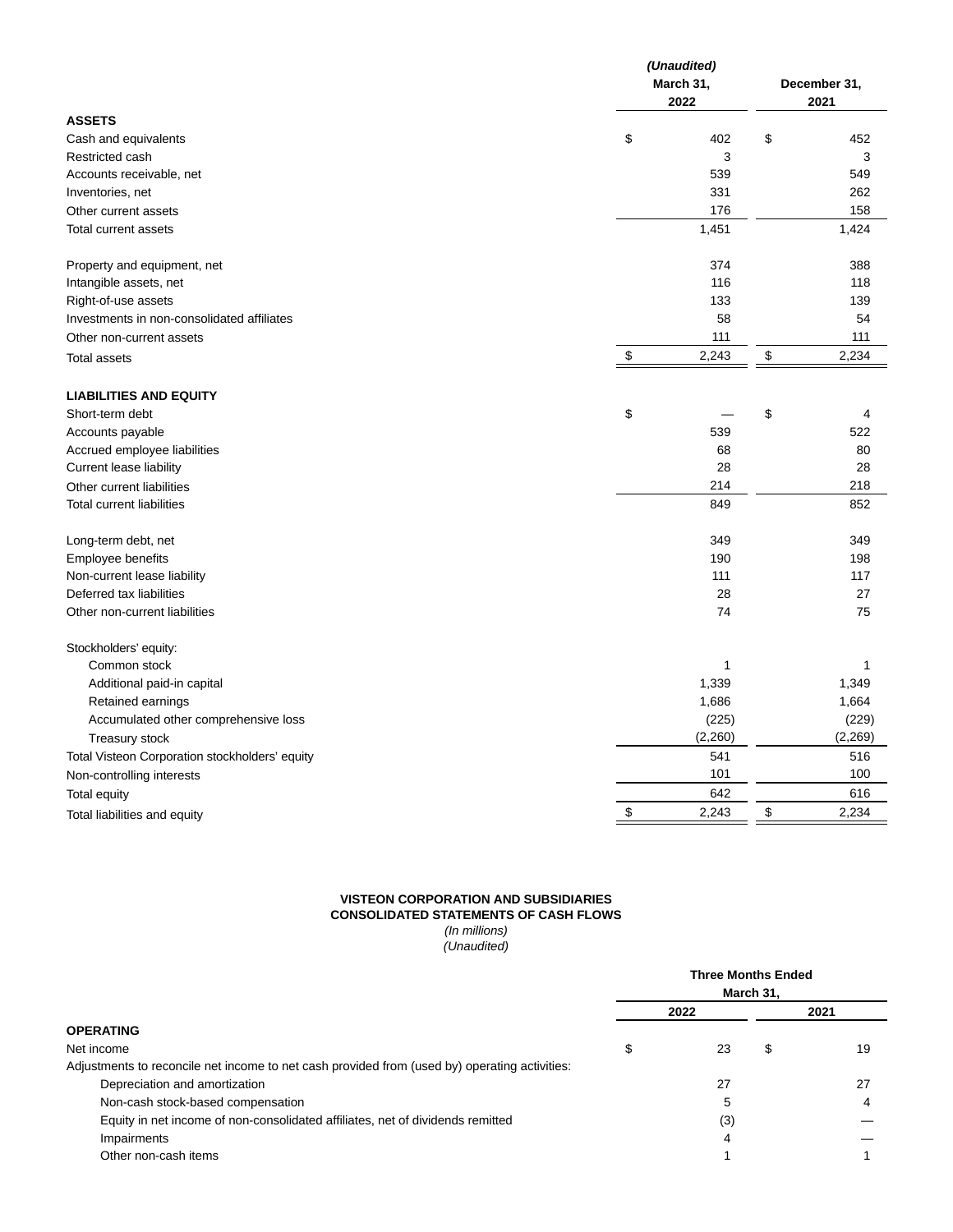| | (Unaudited) March 31, 2022 | December 31, 2021 |
|---|---|---|
| **ASSETS** | | |
| Cash and equivalents | $ 402 | $ 452 |
| Restricted cash | 3 | 3 |
| Accounts receivable, net | 539 | 549 |
| Inventories, net | 331 | 262 |
| Other current assets | 176 | 158 |
| Total current assets | 1,451 | 1,424 |
| | | |
| Property and equipment, net | 374 | 388 |
| Intangible assets, net | 116 | 118 |
| Right-of-use assets | 133 | 139 |
| Investments in non-consolidated affiliates | 58 | 54 |
| Other non-current assets | 111 | 111 |
| Total assets | $ 2,243 | $ 2,234 |
| | | |
| **LIABILITIES AND EQUITY** | | |
| Short-term debt | $ — | $ 4 |
| Accounts payable | 539 | 522 |
| Accrued employee liabilities | 68 | 80 |
| Current lease liability | 28 | 28 |
| Other current liabilities | 214 | 218 |
| Total current liabilities | 849 | 852 |
| | | |
| Long-term debt, net | 349 | 349 |
| Employee benefits | 190 | 198 |
| Non-current lease liability | 111 | 117 |
| Deferred tax liabilities | 28 | 27 |
| Other non-current liabilities | 74 | 75 |
| | | |
| Stockholders' equity: | | |
| Common stock | 1 | 1 |
| Additional paid-in capital | 1,339 | 1,349 |
| Retained earnings | 1,686 | 1,664 |
| Accumulated other comprehensive loss | (225) | (229) |
| Treasury stock | (2,260) | (2,269) |
| Total Visteon Corporation stockholders' equity | 541 | 516 |
| Non-controlling interests | 101 | 100 |
| Total equity | 642 | 616 |
| Total liabilities and equity | $ 2,243 | $ 2,234 |

**VISTEON CORPORATION AND SUBSIDIARIES**
**CONSOLIDATED STATEMENTS OF CASH FLOWS**
*(In millions)*
*(Unaudited)*

| | Three Months Ended March 31, | |
|---|---|---|
| | 2022 | 2021 |
| **OPERATING** | | |
| Net income | $ 23 | $ 19 |
| Adjustments to reconcile net income to net cash provided from (used by) operating activities: | | |
| Depreciation and amortization | 27 | 27 |
| Non-cash stock-based compensation | 5 | 4 |
| Equity in net income of non-consolidated affiliates, net of dividends remitted | (3) | — |
| Impairments | 4 | — |
| Other non-cash items | 1 | 1 |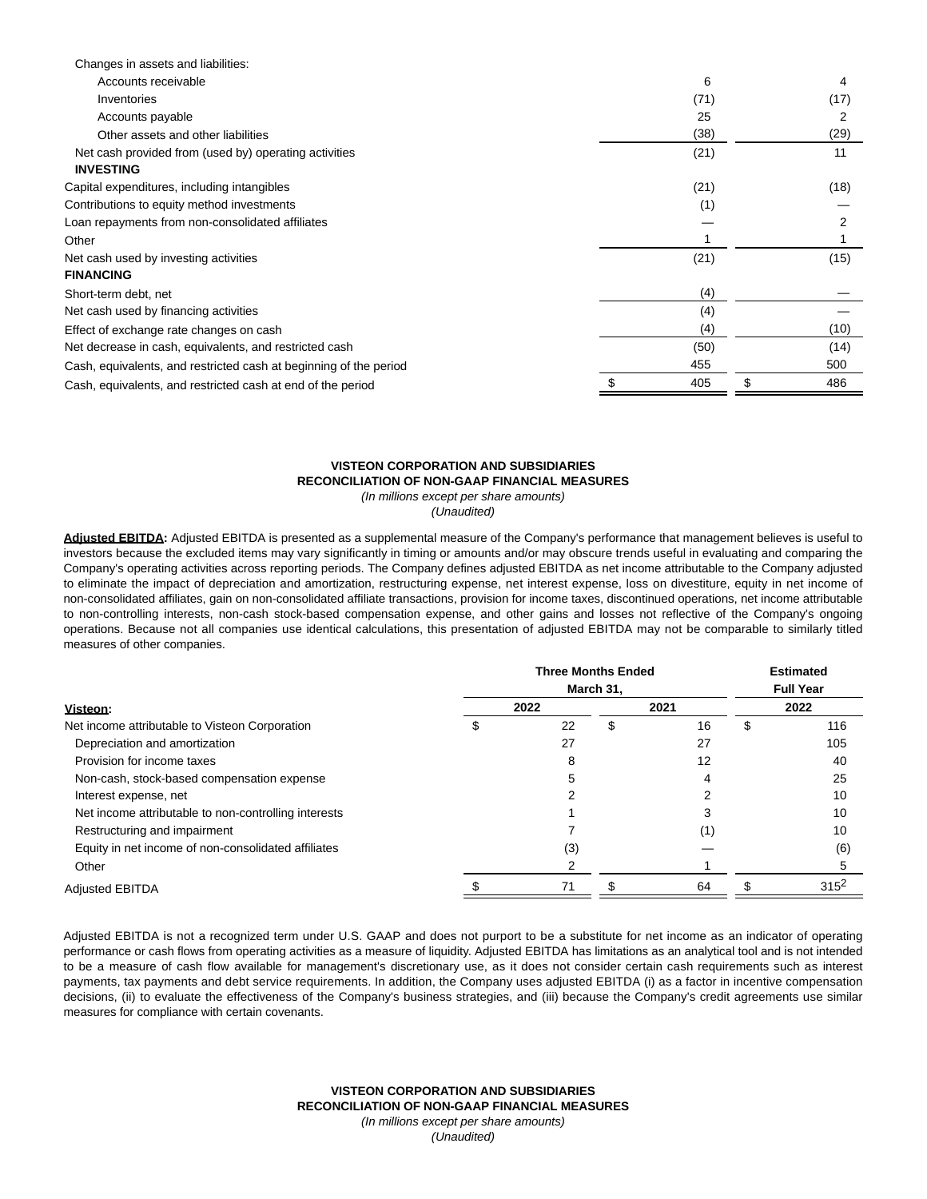| | | |
|---|---|---|
| Changes in assets and liabilities: | | |
| Accounts receivable | 6 | 4 |
| Inventories | (71) | (17) |
| Accounts payable | 25 | 2 |
| Other assets and other liabilities | (38) | (29) |
| Net cash provided from (used by) operating activities | (21) | 11 |
| **INVESTING** | | |
| Capital expenditures, including intangibles | (21) | (18) |
| Contributions to equity method investments | (1) | — |
| Loan repayments from non-consolidated affiliates | — | 2 |
| Other | 1 | 1 |
| Net cash used by investing activities | (21) | (15) |
| **FINANCING** | | |
| Short-term debt, net | (4) | — |
| Net cash used by financing activities | (4) | — |
| Effect of exchange rate changes on cash | (4) | (10) |
| Net decrease in cash, equivalents, and restricted cash | (50) | (14) |
| Cash, equivalents, and restricted cash at beginning of the period | 455 | 500 |
| Cash, equivalents, and restricted cash at end of the period | $ 405 | $ 486 |

**VISTEON CORPORATION AND SUBSIDIARIES**
**RECONCILIATION OF NON-GAAP FINANCIAL MEASURES**
*(In millions except per share amounts)*
*(Unaudited)*

**Adjusted EBITDA:** Adjusted EBITDA is presented as a supplemental measure of the Company's performance that management believes is useful to investors because the excluded items may vary significantly in timing or amounts and/or may obscure trends useful in evaluating and comparing the Company's operating activities across reporting periods. The Company defines adjusted EBITDA as net income attributable to the Company adjusted to eliminate the impact of depreciation and amortization, restructuring expense, net interest expense, loss on divestiture, equity in net income of non-consolidated affiliates, gain on non-consolidated affiliate transactions, provision for income taxes, discontinued operations, net income attributable to non-controlling interests, non-cash stock-based compensation expense, and other gains and losses not reflective of the Company's ongoing operations. Because not all companies use identical calculations, this presentation of adjusted EBITDA may not be comparable to similarly titled measures of other companies.

| | Three Months Ended March 31, | | Estimated Full Year |
|---|---|---|---|
| **Visteon:** | 2022 | 2021 | 2022 |
| Net income attributable to Visteon Corporation | $ 22 | $ 16 | $ 116 |
| Depreciation and amortization | 27 | 27 | 105 |
| Provision for income taxes | 8 | 12 | 40 |
| Non-cash, stock-based compensation expense | 5 | 4 | 25 |
| Interest expense, net | 2 | 2 | 10 |
| Net income attributable to non-controlling interests | 1 | 3 | 10 |
| Restructuring and impairment | 7 | (1) | 10 |
| Equity in net income of non-consolidated affiliates | (3) | — | (6) |
| Other | 2 | 1 | 5 |
| Adjusted EBITDA | $ 71 | $ 64 | $ 315[2] |

Adjusted EBITDA is not a recognized term under U.S. GAAP and does not purport to be a substitute for net income as an indicator of operating performance or cash flows from operating activities as a measure of liquidity. Adjusted EBITDA has limitations as an analytical tool and is not intended to be a measure of cash flow available for management's discretionary use, as it does not consider certain cash requirements such as interest payments, tax payments and debt service requirements. In addition, the Company uses adjusted EBITDA (i) as a factor in incentive compensation decisions, (ii) to evaluate the effectiveness of the Company's business strategies, and (iii) because the Company's credit agreements use similar measures for compliance with certain covenants.

**VISTEON CORPORATION AND SUBSIDIARIES**
**RECONCILIATION OF NON-GAAP FINANCIAL MEASURES**
*(In millions except per share amounts)*
*(Unaudited)*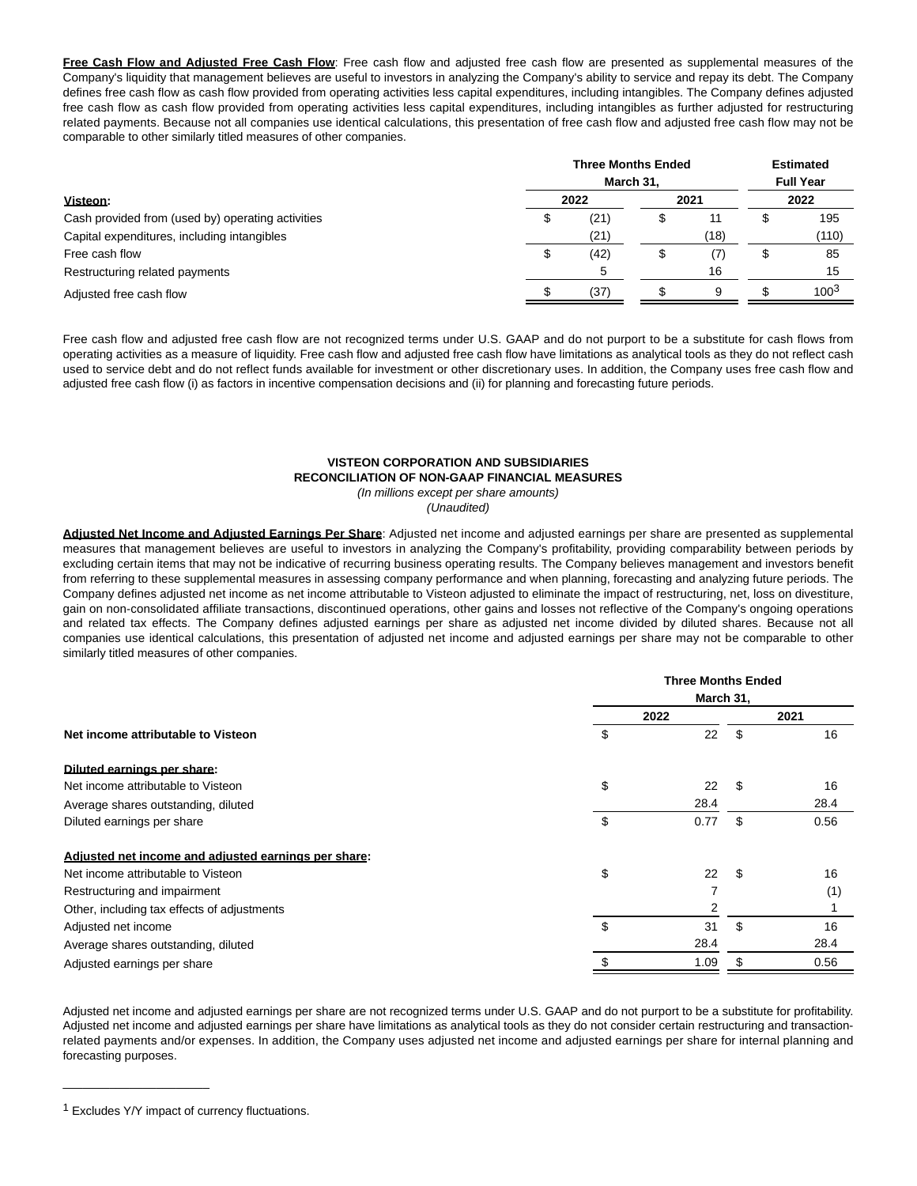**Free Cash Flow and Adjusted Free Cash Flow**: Free cash flow and adjusted free cash flow are presented as supplemental measures of the Company's liquidity that management believes are useful to investors in analyzing the Company's ability to service and repay its debt. The Company defines free cash flow as cash flow provided from operating activities less capital expenditures, including intangibles. The Company defines adjusted free cash flow as cash flow provided from operating activities less capital expenditures, including intangibles as further adjusted for restructuring related payments. Because not all companies use identical calculations, this presentation of free cash flow and adjusted free cash flow may not be comparable to other similarly titled measures of other companies.

| **Visteon:** | **Three Months Ended March 31, 2022** | **Three Months Ended March 31, 2021** | **Estimated Full Year 2022** |
|---|---|---|---|
| Cash provided from (used by) operating activities | $ (21) | $ 11 | $ 195 |
| Capital expenditures, including intangibles | (21) | (18) | (110) |
| Free cash flow | $ (42) | $ (7) | $ 85 |
| Restructuring related payments | 5 | 16 | 15 |
| Adjusted free cash flow | $ (37) | $ 9 | $ 100[3] |

Free cash flow and adjusted free cash flow are not recognized terms under U.S. GAAP and do not purport to be a substitute for cash flows from operating activities as a measure of liquidity. Free cash flow and adjusted free cash flow have limitations as analytical tools as they do not reflect cash used to service debt and do not reflect funds available for investment or other discretionary uses. In addition, the Company uses free cash flow and adjusted free cash flow (i) as factors in incentive compensation decisions and (ii) for planning and forecasting future periods.

**VISTEON CORPORATION AND SUBSIDIARIES**
**RECONCILIATION OF NON-GAAP FINANCIAL MEASURES**
*(In millions except per share amounts)*
*(Unaudited)*

**Adjusted Net Income and Adjusted Earnings Per Share**: Adjusted net income and adjusted earnings per share are presented as supplemental measures that management believes are useful to investors in analyzing the Company's profitability, providing comparability between periods by excluding certain items that may not be indicative of recurring business operating results. The Company believes management and investors benefit from referring to these supplemental measures in assessing company performance and when planning, forecasting and analyzing future periods. The Company defines adjusted net income as net income attributable to Visteon adjusted to eliminate the impact of restructuring, net, loss on divestiture, gain on non-consolidated affiliate transactions, discontinued operations, other gains and losses not reflective of the Company's ongoing operations and related tax effects. The Company defines adjusted earnings per share as adjusted net income divided by diluted shares. Because not all companies use identical calculations, this presentation of adjusted net income and adjusted earnings per share may not be comparable to other similarly titled measures of other companies.

| | **Three Months Ended March 31, 2022** | **Three Months Ended March 31, 2021** |
|---|---|---|
| **Net income attributable to Visteon** | $ 22 | $ 16 |
| | | |
| **Diluted earnings per share:** | | |
| Net income attributable to Visteon | $ 22 | $ 16 |
| Average shares outstanding, diluted | 28.4 | 28.4 |
| Diluted earnings per share | $ 0.77 | $ 0.56 |
| | | |
| **Adjusted net income and adjusted earnings per share:** | | |
| Net income attributable to Visteon | $ 22 | $ 16 |
| Restructuring and impairment | 7 | (1) |
| Other, including tax effects of adjustments | 2 | 1 |
| Adjusted net income | $ 31 | $ 16 |
| Average shares outstanding, diluted | 28.4 | 28.4 |
| Adjusted earnings per share | $ 1.09 | $ 0.56 |

Adjusted net income and adjusted earnings per share are not recognized terms under U.S. GAAP and do not purport to be a substitute for profitability. Adjusted net income and adjusted earnings per share have limitations as analytical tools as they do not consider certain restructuring and transaction-related payments and/or expenses. In addition, the Company uses adjusted net income and adjusted earnings per share for internal planning and forecasting purposes.

[1] Excludes Y/Y impact of currency fluctuations.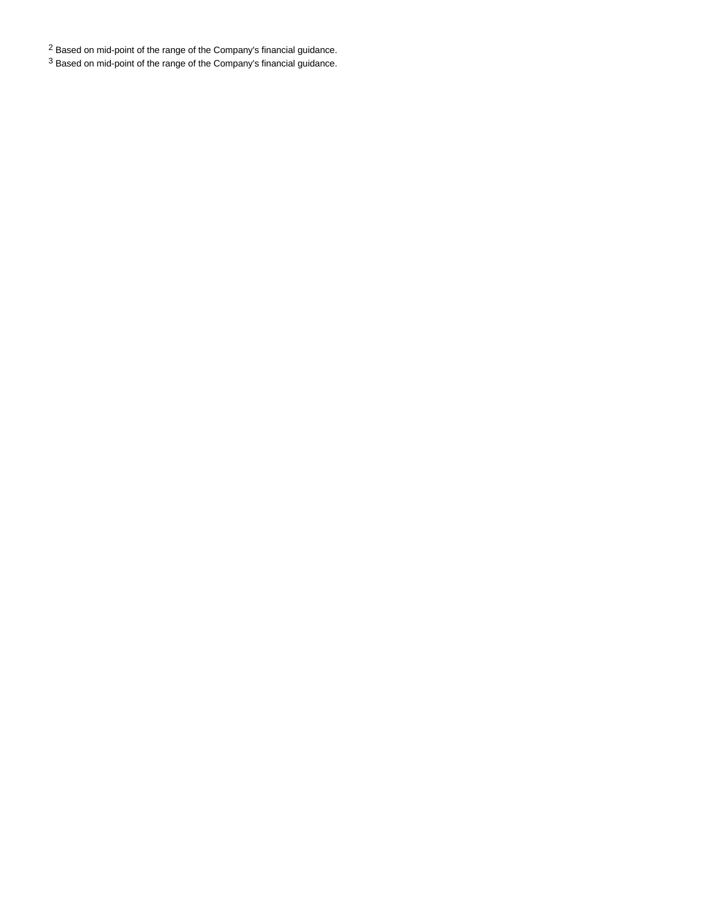[2] Based on mid-point of the range of the Company's financial guidance.

[3] Based on mid-point of the range of the Company's financial guidance.